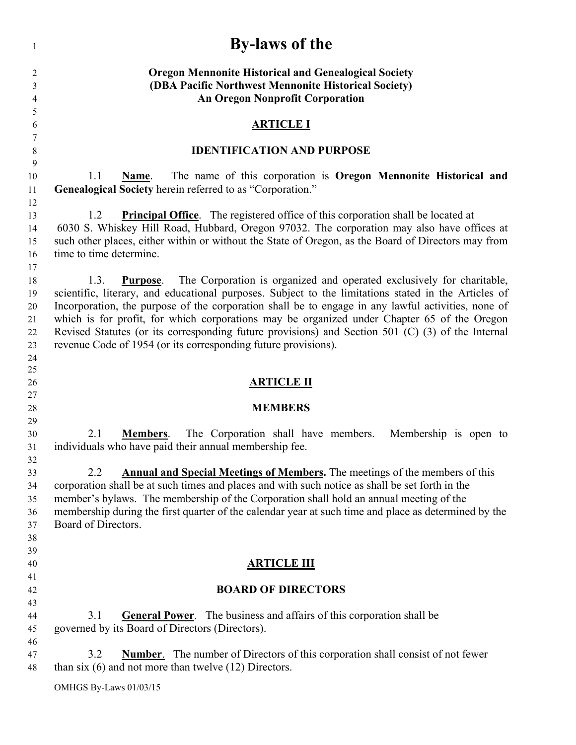# By-laws of the

**Oregon Mennonite Historical and Genealogical Society**
**(DBA Pacific Northwest Mennonite Historical Society)**
**An Oregon Nonprofit Corporation**

## ARTICLE I

## IDENTIFICATION AND PURPOSE

1.1 **Name**. The name of this corporation is **Oregon Mennonite Historical and Genealogical Society** herein referred to as "Corporation."

1.2 **Principal Office**. The registered office of this corporation shall be located at 6030 S. Whiskey Hill Road, Hubbard, Oregon 97032. The corporation may also have offices at such other places, either within or without the State of Oregon, as the Board of Directors may from time to time determine.

1.3. **Purpose**. The Corporation is organized and operated exclusively for charitable, scientific, literary, and educational purposes. Subject to the limitations stated in the Articles of Incorporation, the purpose of the corporation shall be to engage in any lawful activities, none of which is for profit, for which corporations may be organized under Chapter 65 of the Oregon Revised Statutes (or its corresponding future provisions) and Section 501 (C) (3) of the Internal revenue Code of 1954 (or its corresponding future provisions).

## ARTICLE II

## MEMBERS

2.1 **Members**. The Corporation shall have members. Membership is open to individuals who have paid their annual membership fee.

2.2 **Annual and Special Meetings of Members.** The meetings of the members of this corporation shall be at such times and places and with such notice as shall be set forth in the member's bylaws. The membership of the Corporation shall hold an annual meeting of the membership during the first quarter of the calendar year at such time and place as determined by the Board of Directors.

## ARTICLE III

## BOARD OF DIRECTORS

3.1 **General Power**. The business and affairs of this corporation shall be governed by its Board of Directors (Directors).

3.2 **Number**. The number of Directors of this corporation shall consist of not fewer than six (6) and not more than twelve (12) Directors.

OMHGS By-Laws 01/03/15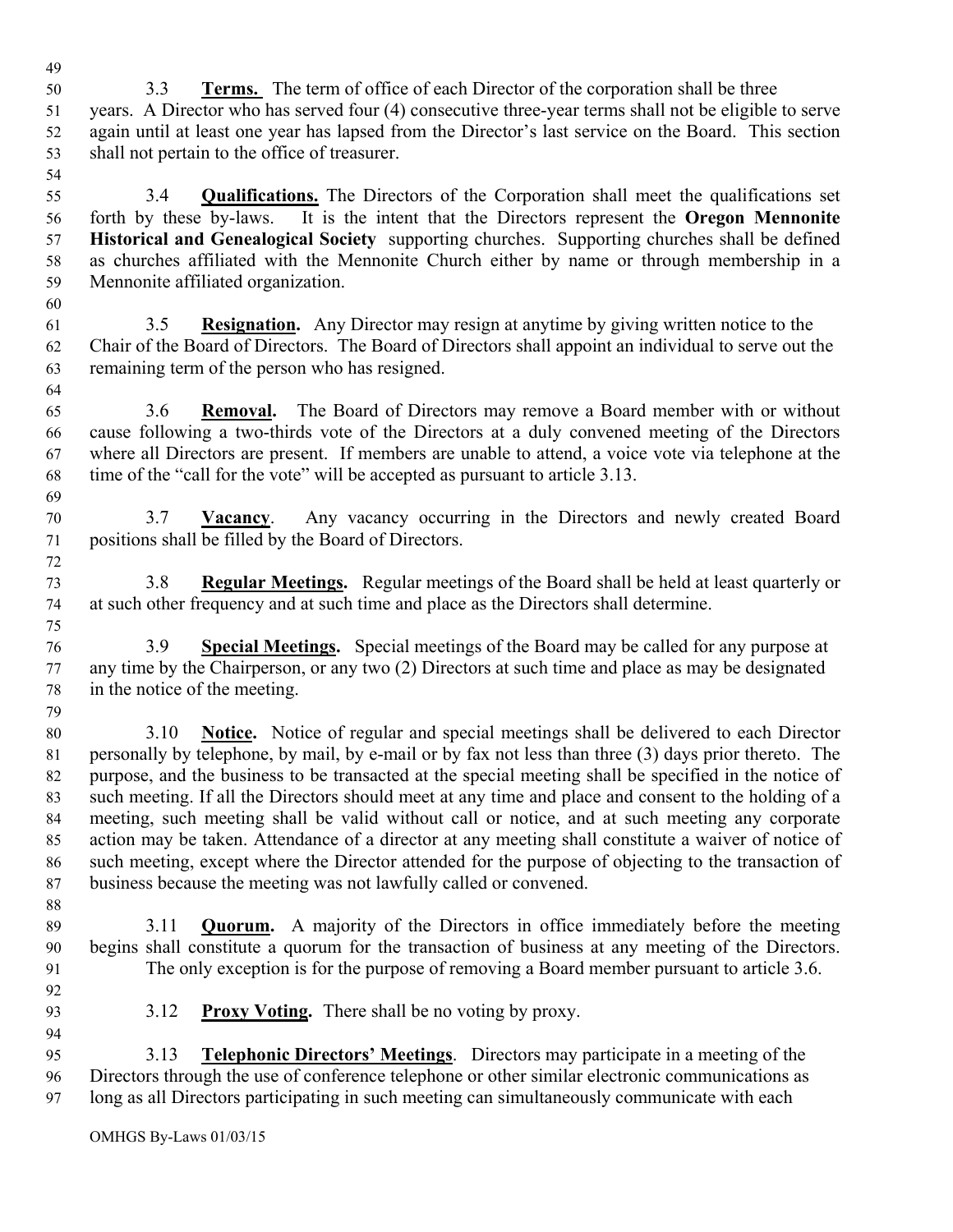3.3 **Terms.** The term of office of each Director of the corporation shall be three years. A Director who has served four (4) consecutive three-year terms shall not be eligible to serve again until at least one year has lapsed from the Director's last service on the Board. This section shall not pertain to the office of treasurer.

3.4 **Qualifications.** The Directors of the Corporation shall meet the qualifications set forth by these by-laws. It is the intent that the Directors represent the **Oregon Mennonite Historical and Genealogical Society** supporting churches. Supporting churches shall be defined as churches affiliated with the Mennonite Church either by name or through membership in a Mennonite affiliated organization.

3.5 **Resignation.** Any Director may resign at anytime by giving written notice to the Chair of the Board of Directors. The Board of Directors shall appoint an individual to serve out the remaining term of the person who has resigned.

3.6 **Removal.** The Board of Directors may remove a Board member with or without cause following a two-thirds vote of the Directors at a duly convened meeting of the Directors where all Directors are present. If members are unable to attend, a voice vote via telephone at the time of the "call for the vote" will be accepted as pursuant to article 3.13.

3.7 **Vacancy**. Any vacancy occurring in the Directors and newly created Board positions shall be filled by the Board of Directors.

3.8 **Regular Meetings.** Regular meetings of the Board shall be held at least quarterly or at such other frequency and at such time and place as the Directors shall determine.

3.9 **Special Meetings.** Special meetings of the Board may be called for any purpose at any time by the Chairperson, or any two (2) Directors at such time and place as may be designated in the notice of the meeting.

3.10 **Notice.** Notice of regular and special meetings shall be delivered to each Director personally by telephone, by mail, by e-mail or by fax not less than three (3) days prior thereto. The purpose, and the business to be transacted at the special meeting shall be specified in the notice of such meeting. If all the Directors should meet at any time and place and consent to the holding of a meeting, such meeting shall be valid without call or notice, and at such meeting any corporate action may be taken. Attendance of a director at any meeting shall constitute a waiver of notice of such meeting, except where the Director attended for the purpose of objecting to the transaction of business because the meeting was not lawfully called or convened.

3.11 **Quorum.** A majority of the Directors in office immediately before the meeting begins shall constitute a quorum for the transaction of business at any meeting of the Directors. The only exception is for the purpose of removing a Board member pursuant to article 3.6.

3.12 **Proxy Voting.** There shall be no voting by proxy.

3.13 **Telephonic Directors' Meetings**. Directors may participate in a meeting of the Directors through the use of conference telephone or other similar electronic communications as long as all Directors participating in such meeting can simultaneously communicate with each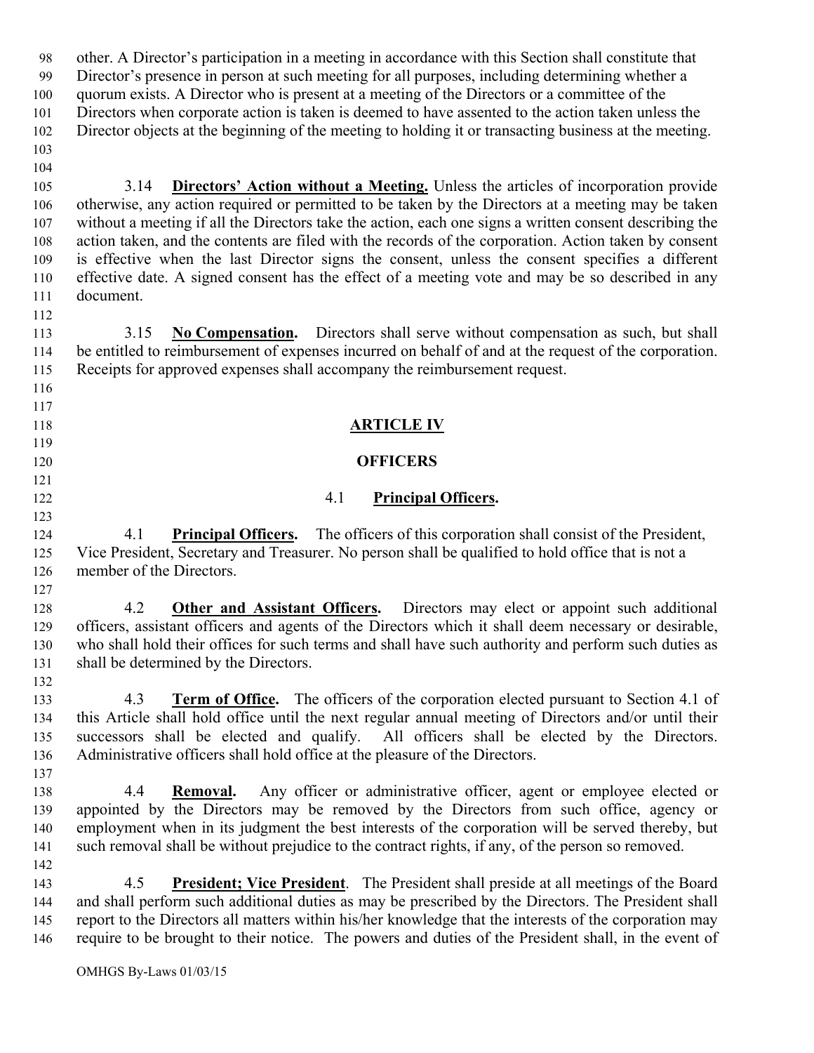other. A Director's participation in a meeting in accordance with this Section shall constitute that Director's presence in person at such meeting for all purposes, including determining whether a quorum exists. A Director who is present at a meeting of the Directors or a committee of the Directors when corporate action is taken is deemed to have assented to the action taken unless the Director objects at the beginning of the meeting to holding it or transacting business at the meeting.

3.14 **Directors' Action without a Meeting.** Unless the articles of incorporation provide otherwise, any action required or permitted to be taken by the Directors at a meeting may be taken without a meeting if all the Directors take the action, each one signs a written consent describing the action taken, and the contents are filed with the records of the corporation. Action taken by consent is effective when the last Director signs the consent, unless the consent specifies a different effective date. A signed consent has the effect of a meeting vote and may be so described in any document.

3.15 **No Compensation.** Directors shall serve without compensation as such, but shall be entitled to reimbursement of expenses incurred on behalf of and at the request of the corporation. Receipts for approved expenses shall accompany the reimbursement request.

## ARTICLE IV

## OFFICERS

### 4.1 Principal Officers.

4.1 **Principal Officers.** The officers of this corporation shall consist of the President, Vice President, Secretary and Treasurer. No person shall be qualified to hold office that is not a member of the Directors.

4.2 **Other and Assistant Officers.** Directors may elect or appoint such additional officers, assistant officers and agents of the Directors which it shall deem necessary or desirable, who shall hold their offices for such terms and shall have such authority and perform such duties as shall be determined by the Directors.

4.3 **Term of Office.** The officers of the corporation elected pursuant to Section 4.1 of this Article shall hold office until the next regular annual meeting of Directors and/or until their successors shall be elected and qualify. All officers shall be elected by the Directors. Administrative officers shall hold office at the pleasure of the Directors.

4.4 **Removal.** Any officer or administrative officer, agent or employee elected or appointed by the Directors may be removed by the Directors from such office, agency or employment when in its judgment the best interests of the corporation will be served thereby, but such removal shall be without prejudice to the contract rights, if any, of the person so removed.

4.5 **President; Vice President**. The President shall preside at all meetings of the Board and shall perform such additional duties as may be prescribed by the Directors. The President shall report to the Directors all matters within his/her knowledge that the interests of the corporation may require to be brought to their notice. The powers and duties of the President shall, in the event of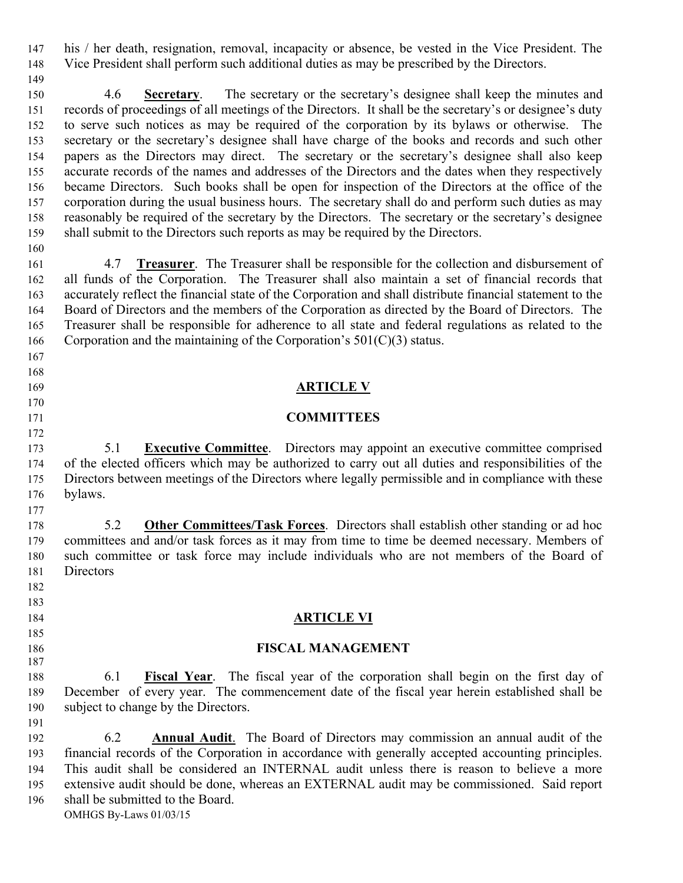his / her death, resignation, removal, incapacity or absence, be vested in the Vice President. The Vice President shall perform such additional duties as may be prescribed by the Directors.

4.6 **Secretary**. The secretary or the secretary's designee shall keep the minutes and records of proceedings of all meetings of the Directors. It shall be the secretary's or designee's duty to serve such notices as may be required of the corporation by its bylaws or otherwise. The secretary or the secretary's designee shall have charge of the books and records and such other papers as the Directors may direct. The secretary or the secretary's designee shall also keep accurate records of the names and addresses of the Directors and the dates when they respectively became Directors. Such books shall be open for inspection of the Directors at the office of the corporation during the usual business hours. The secretary shall do and perform such duties as may reasonably be required of the secretary by the Directors. The secretary or the secretary's designee shall submit to the Directors such reports as may be required by the Directors.

4.7 **Treasurer**. The Treasurer shall be responsible for the collection and disbursement of all funds of the Corporation. The Treasurer shall also maintain a set of financial records that accurately reflect the financial state of the Corporation and shall distribute financial statement to the Board of Directors and the members of the Corporation as directed by the Board of Directors. The Treasurer shall be responsible for adherence to all state and federal regulations as related to the Corporation and the maintaining of the Corporation's 501(C)(3) status.

## ARTICLE V

## COMMITTEES

5.1 **Executive Committee**. Directors may appoint an executive committee comprised of the elected officers which may be authorized to carry out all duties and responsibilities of the Directors between meetings of the Directors where legally permissible and in compliance with these bylaws.

5.2 **Other Committees/Task Forces**. Directors shall establish other standing or ad hoc committees and/or task forces as it may from time to time be deemed necessary. Members of such committee or task force may include individuals who are not members of the Board of Directors

## ARTICLE VI

## FISCAL MANAGEMENT

6.1 **Fiscal Year**. The fiscal year of the corporation shall begin on the first day of December of every year. The commencement date of the fiscal year herein established shall be subject to change by the Directors.

6.2 **Annual Audit**. The Board of Directors may commission an annual audit of the financial records of the Corporation in accordance with generally accepted accounting principles. This audit shall be considered an INTERNAL audit unless there is reason to believe a more extensive audit should be done, whereas an EXTERNAL audit may be commissioned. Said report shall be submitted to the Board.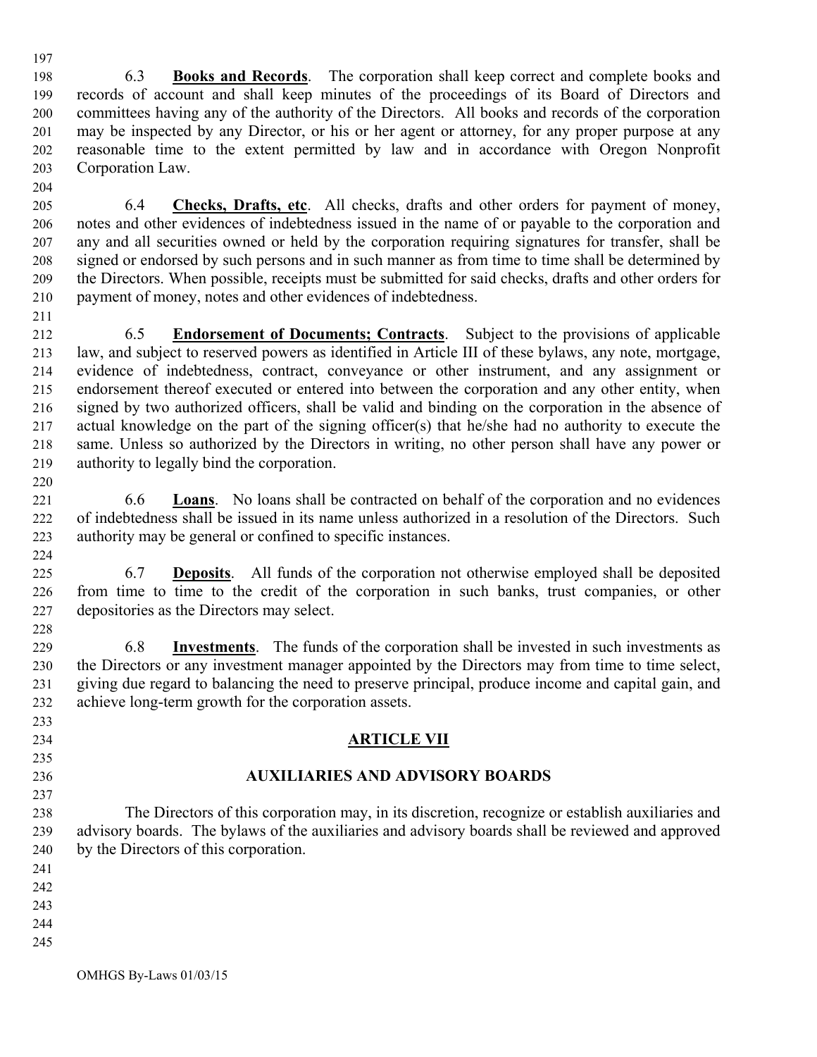6.3 **Books and Records**. The corporation shall keep correct and complete books and records of account and shall keep minutes of the proceedings of its Board of Directors and committees having any of the authority of the Directors. All books and records of the corporation may be inspected by any Director, or his or her agent or attorney, for any proper purpose at any reasonable time to the extent permitted by law and in accordance with Oregon Nonprofit Corporation Law.

6.4 **Checks, Drafts, etc**. All checks, drafts and other orders for payment of money, notes and other evidences of indebtedness issued in the name of or payable to the corporation and any and all securities owned or held by the corporation requiring signatures for transfer, shall be signed or endorsed by such persons and in such manner as from time to time shall be determined by the Directors. When possible, receipts must be submitted for said checks, drafts and other orders for payment of money, notes and other evidences of indebtedness.

6.5 **Endorsement of Documents; Contracts**. Subject to the provisions of applicable law, and subject to reserved powers as identified in Article III of these bylaws, any note, mortgage, evidence of indebtedness, contract, conveyance or other instrument, and any assignment or endorsement thereof executed or entered into between the corporation and any other entity, when signed by two authorized officers, shall be valid and binding on the corporation in the absence of actual knowledge on the part of the signing officer(s) that he/she had no authority to execute the same. Unless so authorized by the Directors in writing, no other person shall have any power or authority to legally bind the corporation.

6.6 **Loans**. No loans shall be contracted on behalf of the corporation and no evidences of indebtedness shall be issued in its name unless authorized in a resolution of the Directors. Such authority may be general or confined to specific instances.

6.7 **Deposits**. All funds of the corporation not otherwise employed shall be deposited from time to time to the credit of the corporation in such banks, trust companies, or other depositories as the Directors may select.

6.8 **Investments**. The funds of the corporation shall be invested in such investments as the Directors or any investment manager appointed by the Directors may from time to time select, giving due regard to balancing the need to preserve principal, produce income and capital gain, and achieve long-term growth for the corporation assets.

## ARTICLE VII

## AUXILIARIES AND ADVISORY BOARDS

The Directors of this corporation may, in its discretion, recognize or establish auxiliaries and advisory boards. The bylaws of the auxiliaries and advisory boards shall be reviewed and approved by the Directors of this corporation.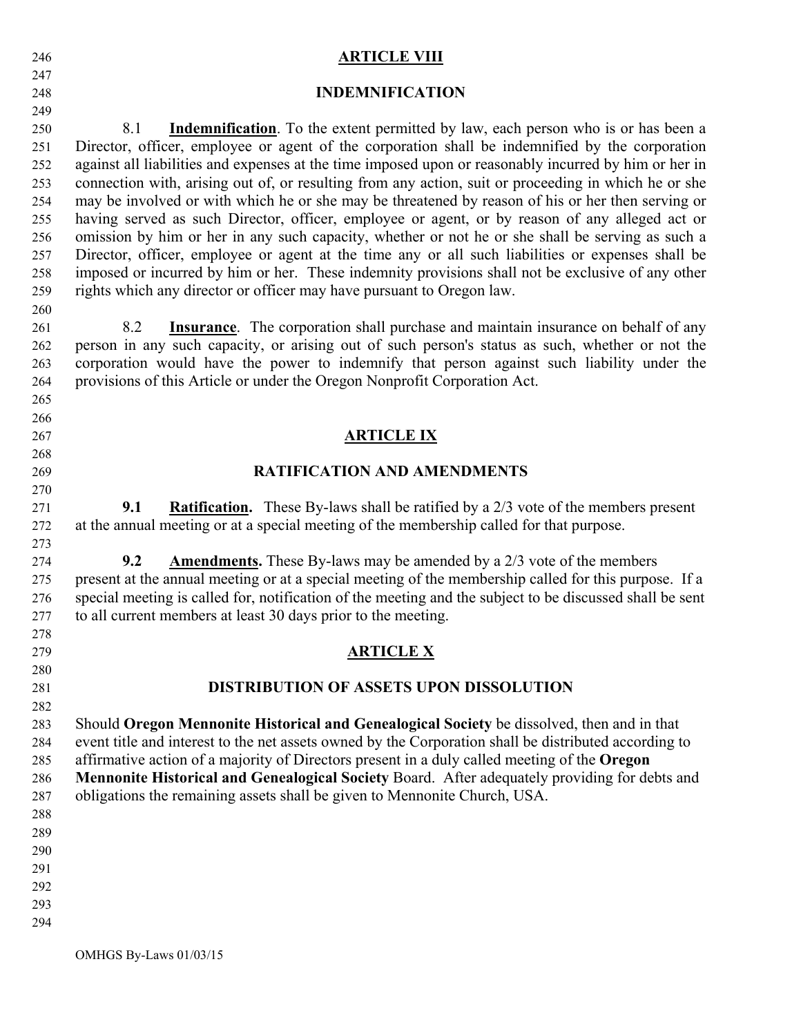## ARTICLE VIII

## INDEMNIFICATION

8.1 **Indemnification**. To the extent permitted by law, each person who is or has been a Director, officer, employee or agent of the corporation shall be indemnified by the corporation against all liabilities and expenses at the time imposed upon or reasonably incurred by him or her in connection with, arising out of, or resulting from any action, suit or proceeding in which he or she may be involved or with which he or she may be threatened by reason of his or her then serving or having served as such Director, officer, employee or agent, or by reason of any alleged act or omission by him or her in any such capacity, whether or not he or she shall be serving as such a Director, officer, employee or agent at the time any or all such liabilities or expenses shall be imposed or incurred by him or her. These indemnity provisions shall not be exclusive of any other rights which any director or officer may have pursuant to Oregon law.

8.2 **Insurance**. The corporation shall purchase and maintain insurance on behalf of any person in any such capacity, or arising out of such person's status as such, whether or not the corporation would have the power to indemnify that person against such liability under the provisions of this Article or under the Oregon Nonprofit Corporation Act.

## ARTICLE IX

## RATIFICATION AND AMENDMENTS

**9.1 Ratification.** These By-laws shall be ratified by a 2/3 vote of the members present at the annual meeting or at a special meeting of the membership called for that purpose.

**9.2 Amendments.** These By-laws may be amended by a 2/3 vote of the members present at the annual meeting or at a special meeting of the membership called for this purpose. If a special meeting is called for, notification of the meeting and the subject to be discussed shall be sent to all current members at least 30 days prior to the meeting.

## ARTICLE X

## DISTRIBUTION OF ASSETS UPON DISSOLUTION

Should **Oregon Mennonite Historical and Genealogical Society** be dissolved, then and in that event title and interest to the net assets owned by the Corporation shall be distributed according to affirmative action of a majority of Directors present in a duly called meeting of the **Oregon Mennonite Historical and Genealogical Society** Board. After adequately providing for debts and obligations the remaining assets shall be given to Mennonite Church, USA.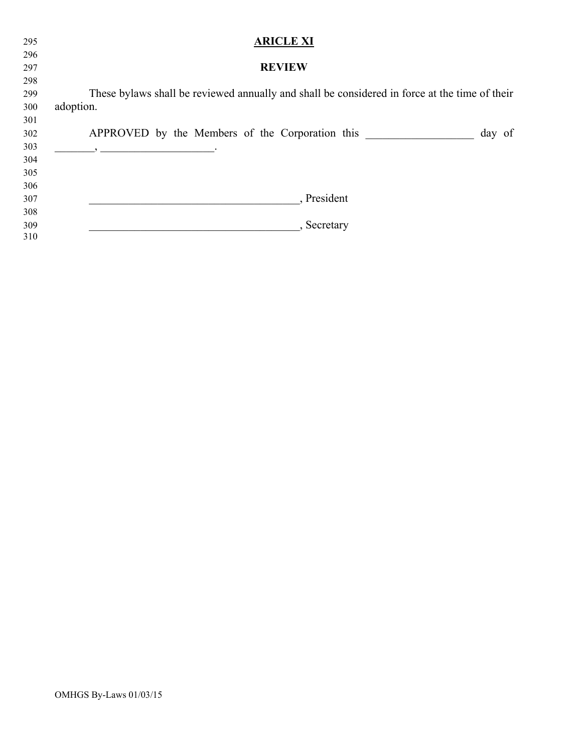## ARICLE XI

### REVIEW

These bylaws shall be reviewed annually and shall be considered in force at the time of their adoption.

APPROVED by the Members of the Corporation this ___________________ day of _______, ____________________.

_____________________________________, President

_____________________________________, Secretary